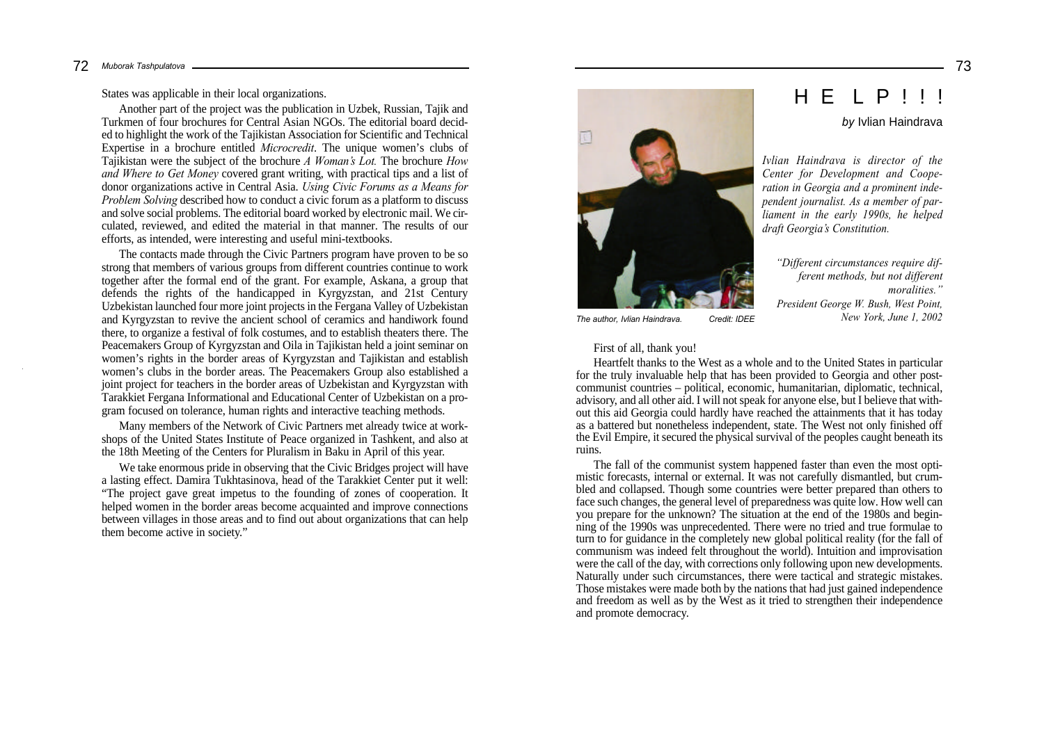States was applicable in their local organizations.

Another part of the project was the publication in Uzbek, Russian, Tajik and Turkmen of four brochures for Central Asian NGOs. The editorial board decided to highlight the work of the Tajikistan Association for Scientific and Technical Expertise in a brochure entitled *Microcredit*. The unique women's clubs of Tajikistan were the subject of the brochure *A Woman's Lot.* The brochure *How and Where to Get Money* covered grant writing, with practical tips and a list of donor organizations active in Central Asia. *Using Civic Forums as a Means for Problem Solving* described how to conduct a civic forum as a platform to discuss and solve social problems. The editorial board worked by electronic mail. We circulated, reviewed, and edited the material in that manner. The results of our efforts, as intended, were interesting and useful mini-textbooks.

The contacts made through the Civic Partners program have proven to be so strong that members of various groups from different countries continue to work together after the formal end of the grant. For example, Askana, a group that defends the rights of the handicapped in Kyrgyzstan, and 21st Century Uzbekistan launched four more joint projects in the Fergana Valley of Uzbekistan and Kyrgyzstan to revive the ancient school of ceramics and handiwork found there, to organize a festival of folk costumes, and to establish theaters there. The Peacemakers Group of Kyrgyzstan and Oila in Tajikistan held a joint seminar on women's rights in the border areas of Kyrgyzstan and Tajikistan and establish women's clubs in the border areas. The Peacemakers Group also established a joint project for teachers in the border areas of Uzbekistan and Kyrgyzstan with Tarakkiet Fergana Informational and Educational Center of Uzbekistan on a program focused on tolerance, human rights and interactive teaching methods.

Many members of the Network of Civic Partners met already twice at workshops of the United States Institute of Peace organized in Tashkent, and also at the 18th Meeting of the Centers for Pluralism in Baku in April of this year.

We take enormous pride in observing that the Civic Bridges project will have a lasting effect. Damira Tukhtasinova, head of the Tarakkiet Center put it well: "The project gave great impetus to the founding of zones of cooperation. It helped women in the border areas become acquainted and improve connections between villages in those areas and to find out about organizations that can help them become active in society."

# HELP!!!

*by* Ivlian Haindrava

The author, Ivlian Haindrava. Credit: IDEE

*Ivlian Haindrava is director of the Center for Development and Cooperation in Georgia and a prominent independent journalist. As a member of parliament in the early 1990s, he helped draft Georgia's Constitution.*

*"Different circumstances require different methods, but not different moralities."*
*President George W. Bush, West Point, New York, June 1, 2002*

First of all, thank you!

Heartfelt thanks to the West as a whole and to the United States in particular for the truly invaluable help that has been provided to Georgia and other post-communist countries – political, economic, humanitarian, diplomatic, technical, advisory, and all other aid. I will not speak for anyone else, but I believe that without this aid Georgia could hardly have reached the attainments that it has today as a battered but nonetheless independent, state. The West not only finished off the Evil Empire, it secured the physical survival of the peoples caught beneath its ruins.

The fall of the communist system happened faster than even the most optimistic forecasts, internal or external. It was not carefully dismantled, but crumbled and collapsed. Though some countries were better prepared than others to face such changes, the general level of preparedness was quite low. How well can you prepare for the unknown? The situation at the end of the 1980s and beginning of the 1990s was unprecedented. There were no tried and true formulae to turn to for guidance in the completely new global political reality (for the fall of communism was indeed felt throughout the world). Intuition and improvisation were the call of the day, with corrections only following upon new developments. Naturally under such circumstances, there were tactical and strategic mistakes. Those mistakes were made both by the nations that had just gained independence and freedom as well as by the West as it tried to strengthen their independence and promote democracy.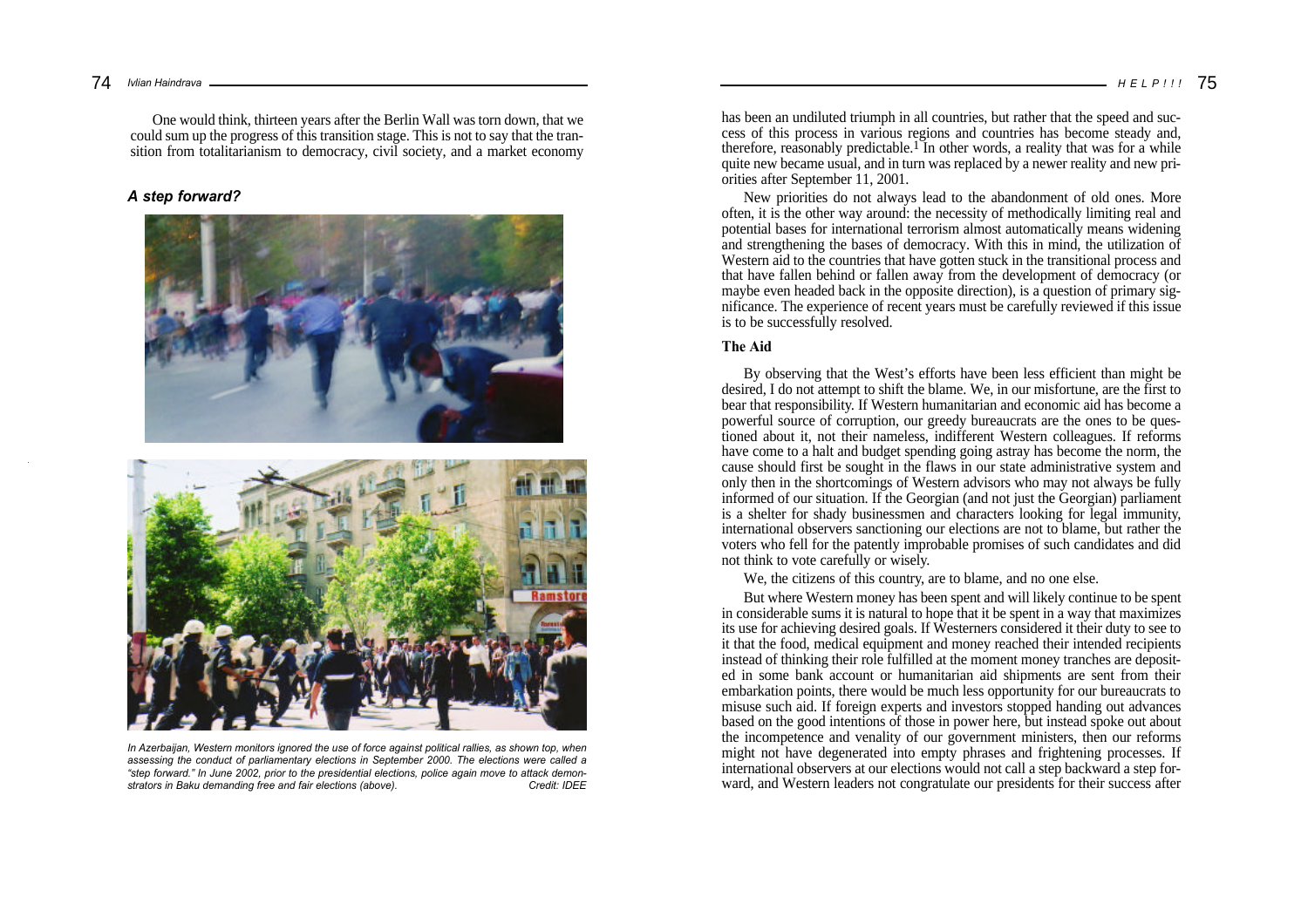One would think, thirteen years after the Berlin Wall was torn down, that we could sum up the progress of this transition stage. This is not to say that the transition from totalitarianism to democracy, civil society, and a market economy has been an undiluted triumph in all countries, but rather that the speed and success of this process in various regions and countries has become steady and, therefore, reasonably predictable.[1] In other words, a reality that was for a while quite new became usual, and in turn was replaced by a newer reality and new priorities after September 11, 2001.

***A step forward?***

*In Azerbaijan, Western monitors ignored the use of force against political rallies, as shown top, when assessing the conduct of parliamentary elections in September 2000. The elections were called a "step forward." In June 2002, prior to the presidential elections, police again move to attack demonstrators in Baku demanding free and fair elections (above).* Credit: IDEE

New priorities do not always lead to the abandonment of old ones. More often, it is the other way around: the necessity of methodically limiting real and potential bases for international terrorism almost automatically means widening and strengthening the bases of democracy. With this in mind, the utilization of Western aid to the countries that have gotten stuck in the transitional process and that have fallen behind or fallen away from the development of democracy (or maybe even headed back in the opposite direction), is a question of primary significance. The experience of recent years must be carefully reviewed if this issue is to be successfully resolved.

**The Aid**

By observing that the West's efforts have been less efficient than might be desired, I do not attempt to shift the blame. We, in our misfortune, are the first to bear that responsibility. If Western humanitarian and economic aid has become a powerful source of corruption, our greedy bureaucrats are the ones to be questioned about it, not their nameless, indifferent Western colleagues. If reforms have come to a halt and budget spending going astray has become the norm, the cause should first be sought in the flaws in our state administrative system and only then in the shortcomings of Western advisors who may not always be fully informed of our situation. If the Georgian (and not just the Georgian) parliament is a shelter for shady businessmen and characters looking for legal immunity, international observers sanctioning our elections are not to blame, but rather the voters who fell for the patently improbable promises of such candidates and did not think to vote carefully or wisely.

We, the citizens of this country, are to blame, and no one else.

But where Western money has been spent and will likely continue to be spent in considerable sums it is natural to hope that it be spent in a way that maximizes its use for achieving desired goals. If Westerners considered it their duty to see to it that the food, medical equipment and money reached their intended recipients instead of thinking their role fulfilled at the moment money tranches are deposited in some bank account or humanitarian aid shipments are sent from their embarkation points, there would be much less opportunity for our bureaucrats to misuse such aid. If foreign experts and investors stopped handing out advances based on the good intentions of those in power here, but instead spoke out about the incompetence and venality of our government ministers, then our reforms might not have degenerated into empty phrases and frightening processes. If international observers at our elections would not call a step backward a step forward, and Western leaders not congratulate our presidents for their success after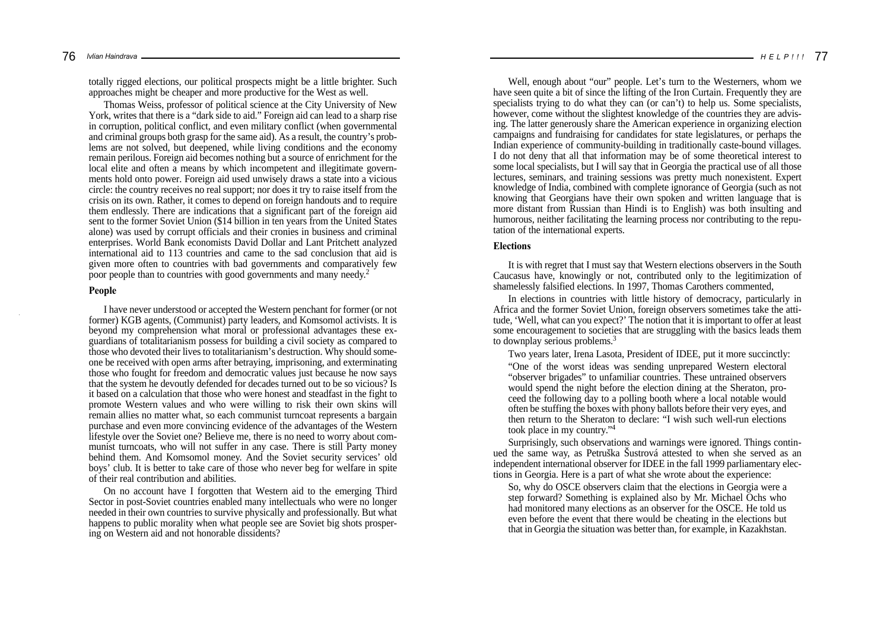totally rigged elections, our political prospects might be a little brighter. Such approaches might be cheaper and more productive for the West as well.

Thomas Weiss, professor of political science at the City University of New York, writes that there is a "dark side to aid." Foreign aid can lead to a sharp rise in corruption, political conflict, and even military conflict (when governmental and criminal groups both grasp for the same aid). As a result, the country's problems are not solved, but deepened, while living conditions and the economy remain perilous. Foreign aid becomes nothing but a source of enrichment for the local elite and often a means by which incompetent and illegitimate governments hold onto power. Foreign aid used unwisely draws a state into a vicious circle: the country receives no real support; nor does it try to raise itself from the crisis on its own. Rather, it comes to depend on foreign handouts and to require them endlessly. There are indications that a significant part of the foreign aid sent to the former Soviet Union ($14 billion in ten years from the United States alone) was used by corrupt officials and their cronies in business and criminal enterprises. World Bank economists David Dollar and Lant Pritchett analyzed international aid to 113 countries and came to the sad conclusion that aid is given more often to countries with bad governments and comparatively few poor people than to countries with good governments and many needy.[2]

### People

I have never understood or accepted the Western penchant for former (or not former) KGB agents, (Communist) party leaders, and Komsomol activists. It is beyond my comprehension what moral or professional advantages these ex-guardians of totalitarianism possess for building a civil society as compared to those who devoted their lives to totalitarianism's destruction. Why should someone be received with open arms after betraying, imprisoning, and exterminating those who fought for freedom and democratic values just because he now says that the system he devoutly defended for decades turned out to be so vicious? Is it based on a calculation that those who were honest and steadfast in the fight to promote Western values and who were willing to risk their own skins will remain allies no matter what, so each communist turncoat represents a bargain purchase and even more convincing evidence of the advantages of the Western lifestyle over the Soviet one? Believe me, there is no need to worry about communist turncoats, who will not suffer in any case. There is still Party money behind them. And Komsomol money. And the Soviet security services' old boys' club. It is better to take care of those who never beg for welfare in spite of their real contribution and abilities.

On no account have I forgotten that Western aid to the emerging Third Sector in post-Soviet countries enabled many intellectuals who were no longer needed in their own countries to survive physically and professionally. But what happens to public morality when what people see are Soviet big shots prospering on Western aid and not honorable dissidents?

Well, enough about "our" people. Let's turn to the Westerners, whom we have seen quite a bit of since the lifting of the Iron Curtain. Frequently they are specialists trying to do what they can (or can't) to help us. Some specialists, however, come without the slightest knowledge of the countries they are advising. The latter generously share the American experience in organizing election campaigns and fundraising for candidates for state legislatures, or perhaps the Indian experience of community-building in traditionally caste-bound villages. I do not deny that all that information may be of some theoretical interest to some local specialists, but I will say that in Georgia the practical use of all those lectures, seminars, and training sessions was pretty much nonexistent. Expert knowledge of India, combined with complete ignorance of Georgia (such as not knowing that Georgians have their own spoken and written language that is more distant from Russian than Hindi is to English) was both insulting and humorous, neither facilitating the learning process nor contributing to the reputation of the international experts.

### Elections

It is with regret that I must say that Western elections observers in the South Caucasus have, knowingly or not, contributed only to the legitimization of shamelessly falsified elections. In 1997, Thomas Carothers commented,

> In elections in countries with little history of democracy, particularly in Africa and the former Soviet Union, foreign observers sometimes take the attitude, 'Well, what can you expect?' The notion that it is important to offer at least some encouragement to societies that are struggling with the basics leads them to downplay serious problems.[3]

Two years later, Irena Lasota, President of IDEE, put it more succinctly:

> "One of the worst ideas was sending unprepared Western electoral "observer brigades" to unfamiliar countries. These untrained observers would spend the night before the election dining at the Sheraton, proceed the following day to a polling booth where a local notable would often be stuffing the boxes with phony ballots before their very eyes, and then return to the Sheraton to declare: "I wish such well-run elections took place in my country."[4]

Surprisingly, such observations and warnings were ignored. Things continued the same way, as Petruška Šustrová attested to when she served as an independent international observer for IDEE in the fall 1999 parliamentary elections in Georgia. Here is a part of what she wrote about the experience:

> So, why do OSCE observers claim that the elections in Georgia were a step forward? Something is explained also by Mr. Michael Ochs who had monitored many elections as an observer for the OSCE. He told us even before the event that there would be cheating in the elections but that in Georgia the situation was better than, for example, in Kazakhstan.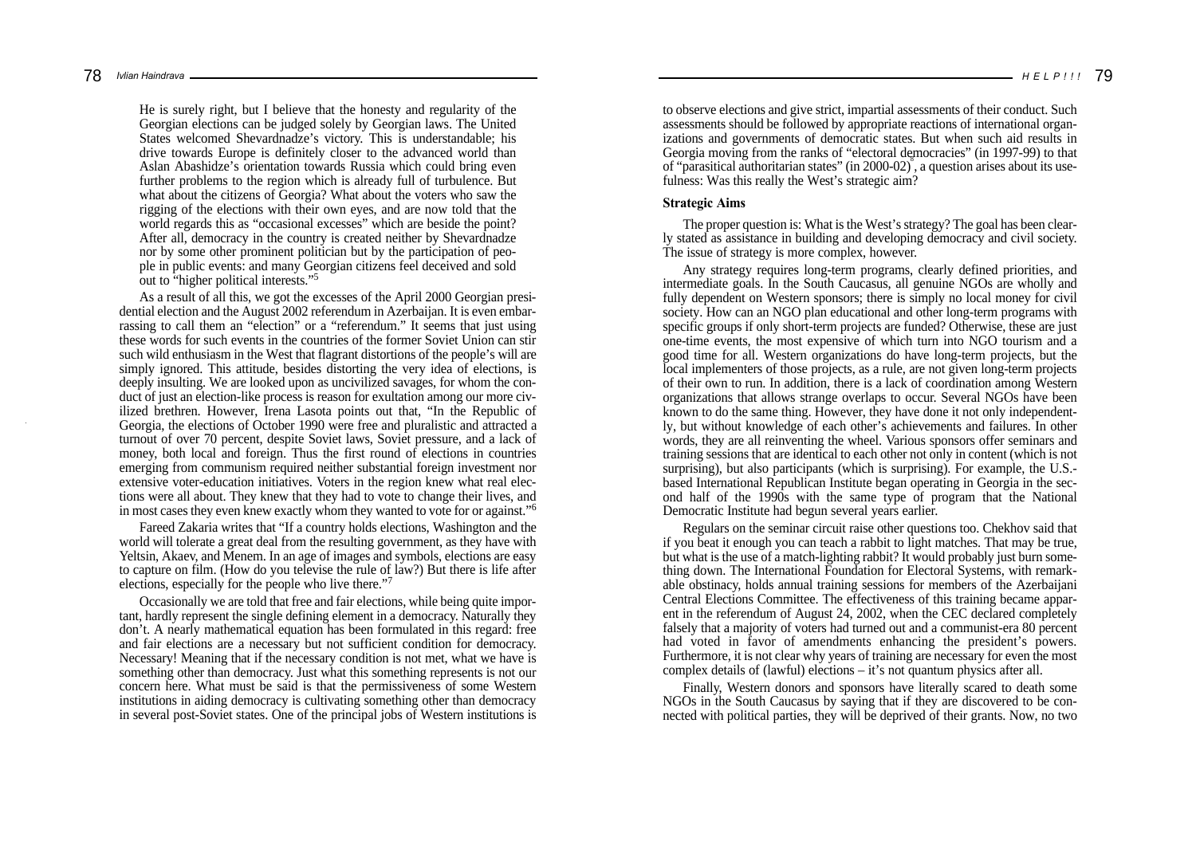He is surely right, but I believe that the honesty and regularity of the Georgian elections can be judged solely by Georgian laws. The United States welcomed Shevardnadze's victory. This is understandable; his drive towards Europe is definitely closer to the advanced world than Aslan Abashidze's orientation towards Russia which could bring even further problems to the region which is already full of turbulence. But what about the citizens of Georgia? What about the voters who saw the rigging of the elections with their own eyes, and are now told that the world regards this as "occasional excesses" which are beside the point? After all, democracy in the country is created neither by Shevardnadze nor by some other prominent politician but by the participation of people in public events: and many Georgian citizens feel deceived and sold out to "higher political interests."[5]

As a result of all this, we got the excesses of the April 2000 Georgian presidential election and the August 2002 referendum in Azerbaijan. It is even embarrassing to call them an "election" or a "referendum." It seems that just using these words for such events in the countries of the former Soviet Union can stir such wild enthusiasm in the West that flagrant distortions of the people's will are simply ignored. This attitude, besides distorting the very idea of elections, is deeply insulting. We are looked upon as uncivilized savages, for whom the conduct of just an election-like process is reason for exultation among our more civilized brethren. However, Irena Lasota points out that, "In the Republic of Georgia, the elections of October 1990 were free and pluralistic and attracted a turnout of over 70 percent, despite Soviet laws, Soviet pressure, and a lack of money, both local and foreign. Thus the first round of elections in countries emerging from communism required neither substantial foreign investment nor extensive voter-education initiatives. Voters in the region knew what real elections were all about. They knew that they had to vote to change their lives, and in most cases they even knew exactly whom they wanted to vote for or against."[6]

Fareed Zakaria writes that "If a country holds elections, Washington and the world will tolerate a great deal from the resulting government, as they have with Yeltsin, Akaev, and Menem. In an age of images and symbols, elections are easy to capture on film. (How do you televise the rule of law?) But there is life after elections, especially for the people who live there."[7]

Occasionally we are told that free and fair elections, while being quite important, hardly represent the single defining element in a democracy. Naturally they don't. A nearly mathematical equation has been formulated in this regard: free and fair elections are a necessary but not sufficient condition for democracy. Necessary! Meaning that if the necessary condition is not met, what we have is something other than democracy. Just what this something represents is not our concern here. What must be said is that the permissiveness of some Western institutions in aiding democracy is cultivating something other than democracy in several post-Soviet states. One of the principal jobs of Western institutions is to observe elections and give strict, impartial assessments of their conduct. Such assessments should be followed by appropriate reactions of international organizations and governments of democratic states. But when such aid results in Georgia moving from the ranks of "electoral democracies" (in 1997-99) to that of "parasitical authoritarian states" (in 2000-02)[8], a question arises about its usefulness: Was this really the West's strategic aim?

### Strategic Aims

The proper question is: What is the West's strategy? The goal has been clearly stated as assistance in building and developing democracy and civil society. The issue of strategy is more complex, however.

Any strategy requires long-term programs, clearly defined priorities, and intermediate goals. In the South Caucasus, all genuine NGOs are wholly and fully dependent on Western sponsors; there is simply no local money for civil society. How can an NGO plan educational and other long-term programs with specific groups if only short-term projects are funded? Otherwise, these are just one-time events, the most expensive of which turn into NGO tourism and a good time for all. Western organizations do have long-term projects, but the local implementers of those projects, as a rule, are not given long-term projects of their own to run. In addition, there is a lack of coordination among Western organizations that allows strange overlaps to occur. Several NGOs have been known to do the same thing. However, they have done it not only independently, but without knowledge of each other's achievements and failures. In other words, they are all reinventing the wheel. Various sponsors offer seminars and training sessions that are identical to each other not only in content (which is not surprising), but also participants (which is surprising). For example, the U.S.-based International Republican Institute began operating in Georgia in the second half of the 1990s with the same type of program that the National Democratic Institute had begun several years earlier.

Regulars on the seminar circuit raise other questions too. Chekhov said that if you beat it enough you can teach a rabbit to light matches. That may be true, but what is the use of a match-lighting rabbit? It would probably just burn something down. The International Foundation for Electoral Systems, with remarkable obstinacy, holds annual training sessions for members of the Azerbaijani Central Elections Committee. The effectiveness of this training became apparent in the referendum of August 24, 2002, when the CEC declared completely falsely that a majority of voters had turned out and a communist-era 80 percent had voted in favor of amendments enhancing the president's powers. Furthermore, it is not clear why years of training are necessary for even the most complex details of (lawful) elections – it's not quantum physics after all.

Finally, Western donors and sponsors have literally scared to death some NGOs in the South Caucasus by saying that if they are discovered to be connected with political parties, they will be deprived of their grants. Now, no two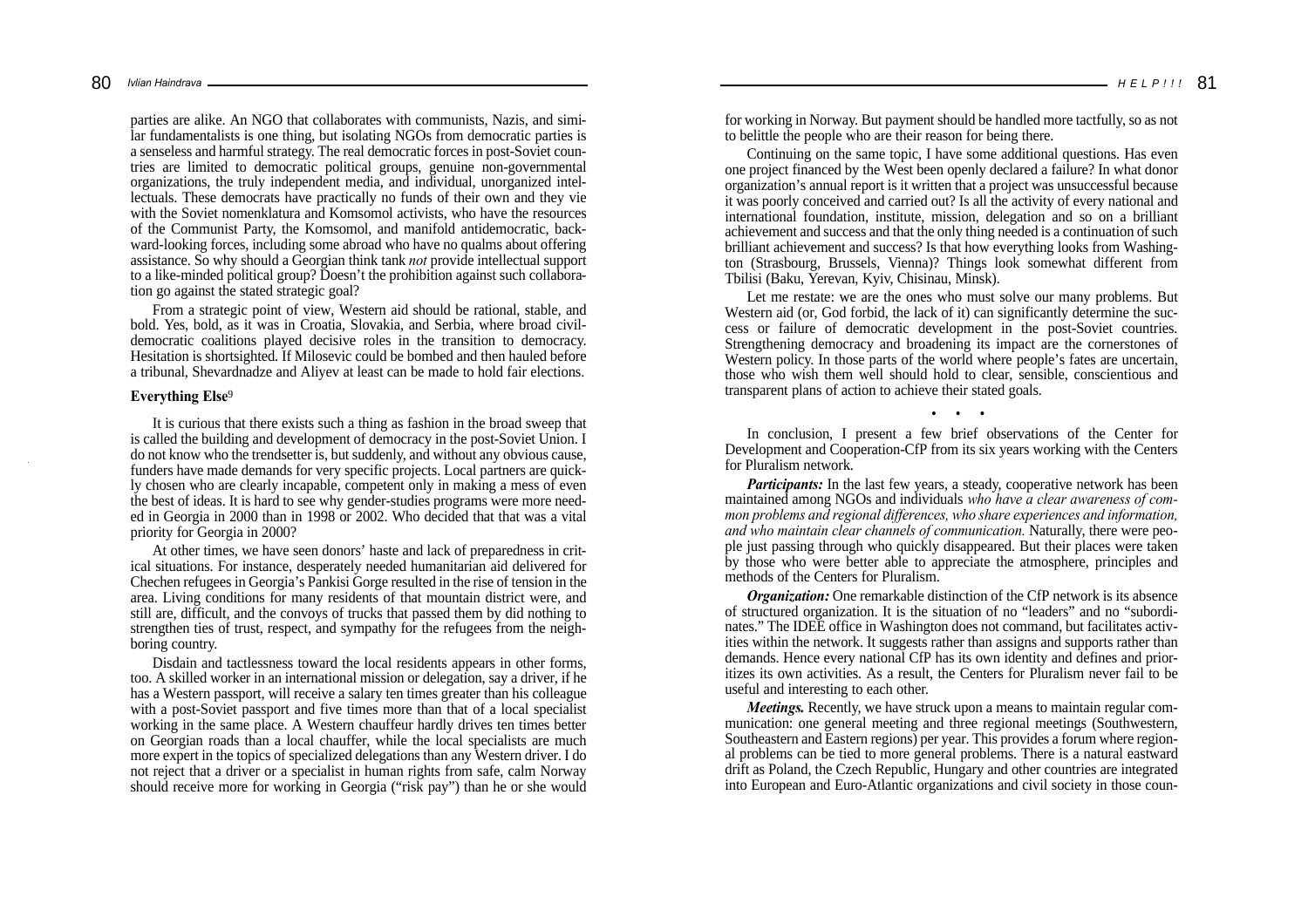parties are alike. An NGO that collaborates with communists, Nazis, and similar fundamentalists is one thing, but isolating NGOs from democratic parties is a senseless and harmful strategy. The real democratic forces in post-Soviet countries are limited to democratic political groups, genuine non-governmental organizations, the truly independent media, and individual, unorganized intellectuals. These democrats have practically no funds of their own and they vie with the Soviet nomenklatura and Komsomol activists, who have the resources of the Communist Party, the Komsomol, and manifold antidemocratic, backward-looking forces, including some abroad who have no qualms about offering assistance. So why should a Georgian think tank *not* provide intellectual support to a like-minded political group? Doesn't the prohibition against such collaboration go against the stated strategic goal?

From a strategic point of view, Western aid should be rational, stable, and bold. Yes, bold, as it was in Croatia, Slovakia, and Serbia, where broad civil-democratic coalitions played decisive roles in the transition to democracy. Hesitation is shortsighted. If Milosevic could be bombed and then hauled before a tribunal, Shevardnadze and Aliyev at least can be made to hold fair elections.

### Everything Else[9]

It is curious that there exists such a thing as fashion in the broad sweep that is called the building and development of democracy in the post-Soviet Union. I do not know who the trendsetter is, but suddenly, and without any obvious cause, funders have made demands for very specific projects. Local partners are quickly chosen who are clearly incapable, competent only in making a mess of even the best of ideas. It is hard to see why gender-studies programs were more needed in Georgia in 2000 than in 1998 or 2002. Who decided that that was a vital priority for Georgia in 2000?

At other times, we have seen donors' haste and lack of preparedness in critical situations. For instance, desperately needed humanitarian aid delivered for Chechen refugees in Georgia's Pankisi Gorge resulted in the rise of tension in the area. Living conditions for many residents of that mountain district were, and still are, difficult, and the convoys of trucks that passed them by did nothing to strengthen ties of trust, respect, and sympathy for the refugees from the neighboring country.

Disdain and tactlessness toward the local residents appears in other forms, too. A skilled worker in an international mission or delegation, say a driver, if he has a Western passport, will receive a salary ten times greater than his colleague with a post-Soviet passport and five times more than that of a local specialist working in the same place. A Western chauffeur hardly drives ten times better on Georgian roads than a local chauffer, while the local specialists are much more expert in the topics of specialized delegations than any Western driver. I do not reject that a driver or a specialist in human rights from safe, calm Norway should receive more for working in Georgia ("risk pay") than he or she would for working in Norway. But payment should be handled more tactfully, so as not to belittle the people who are their reason for being there.

Continuing on the same topic, I have some additional questions. Has even one project financed by the West been openly declared a failure? In what donor organization's annual report is it written that a project was unsuccessful because it was poorly conceived and carried out? Is all the activity of every national and international foundation, institute, mission, delegation and so on a brilliant achievement and success and that the only thing needed is a continuation of such brilliant achievement and success? Is that how everything looks from Washington (Strasbourg, Brussels, Vienna)? Things look somewhat different from Tbilisi (Baku, Yerevan, Kyiv, Chisinau, Minsk).

Let me restate: we are the ones who must solve our many problems. But Western aid (or, God forbid, the lack of it) can significantly determine the success or failure of democratic development in the post-Soviet countries. Strengthening democracy and broadening its impact are the cornerstones of Western policy. In those parts of the world where people's fates are uncertain, those who wish them well should hold to clear, sensible, conscientious and transparent plans of action to achieve their stated goals.

• • •

In conclusion, I present a few brief observations of the Center for Development and Cooperation-CfP from its six years working with the Centers for Pluralism network.

***Participants:*** In the last few years, a steady, cooperative network has been maintained among NGOs and individuals *who have a clear awareness of common problems and regional differences, who share experiences and information, and who maintain clear channels of communication.* Naturally, there were people just passing through who quickly disappeared. But their places were taken by those who were better able to appreciate the atmosphere, principles and methods of the Centers for Pluralism.

***Organization:*** One remarkable distinction of the CfP network is its absence of structured organization. It is the situation of no "leaders" and no "subordinates." The IDEE office in Washington does not command, but facilitates activities within the network. It suggests rather than assigns and supports rather than demands. Hence every national CfP has its own identity and defines and prioritizes its own activities. As a result, the Centers for Pluralism never fail to be useful and interesting to each other.

***Meetings.*** Recently, we have struck upon a means to maintain regular communication: one general meeting and three regional meetings (Southwestern, Southeastern and Eastern regions) per year. This provides a forum where regional problems can be tied to more general problems. There is a natural eastward drift as Poland, the Czech Republic, Hungary and other countries are integrated into European and Euro-Atlantic organizations and civil society in those coun-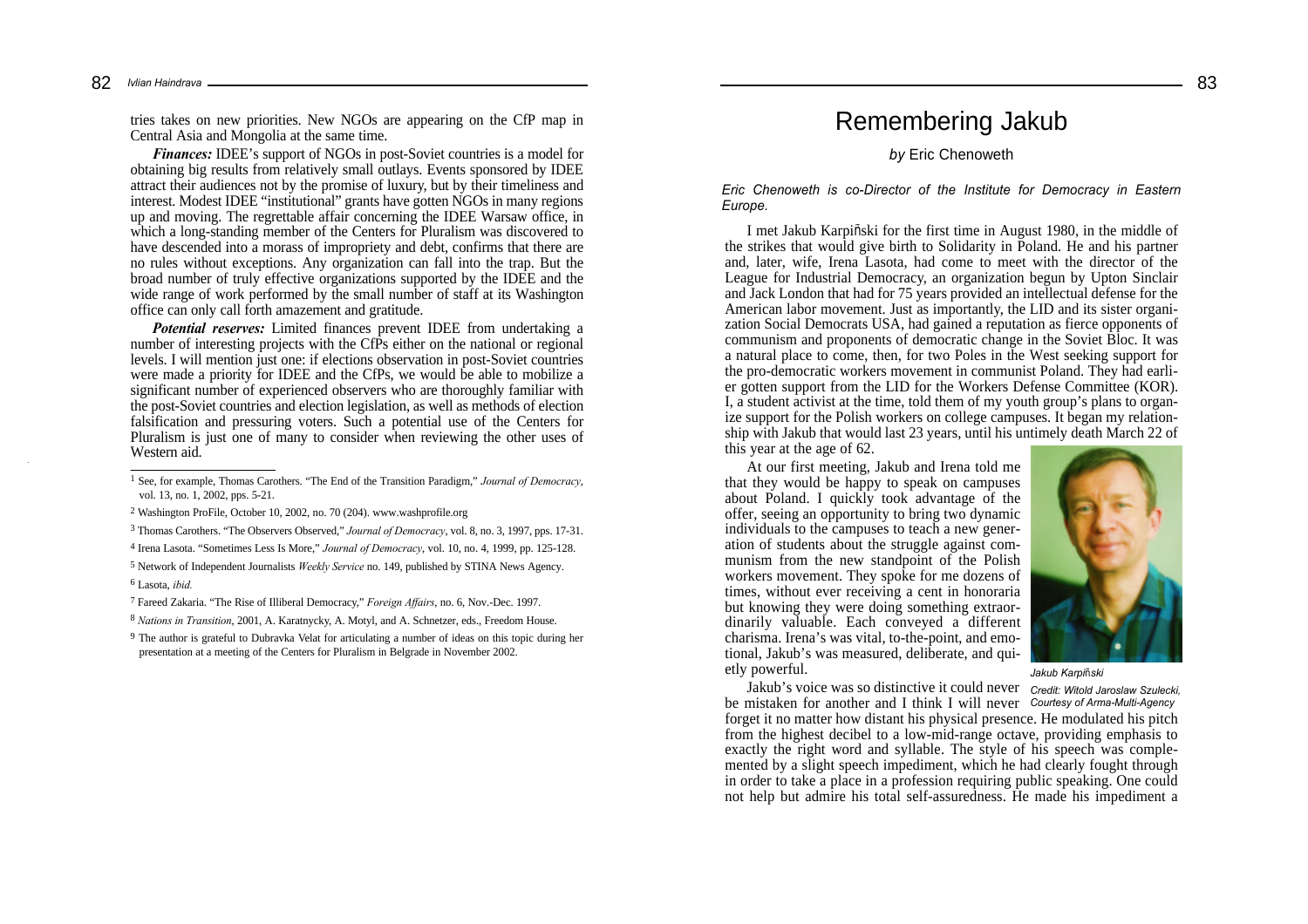tries takes on new priorities. New NGOs are appearing on the CfP map in Central Asia and Mongolia at the same time.

***Finances:*** IDEE's support of NGOs in post-Soviet countries is a model for obtaining big results from relatively small outlays. Events sponsored by IDEE attract their audiences not by the promise of luxury, but by their timeliness and interest. Modest IDEE "institutional" grants have gotten NGOs in many regions up and moving. The regrettable affair concerning the IDEE Warsaw office, in which a long-standing member of the Centers for Pluralism was discovered to have descended into a morass of impropriety and debt, confirms that there are no rules without exceptions. Any organization can fall into the trap. But the broad number of truly effective organizations supported by the IDEE and the wide range of work performed by the small number of staff at its Washington office can only call forth amazement and gratitude.

***Potential reserves:*** Limited finances prevent IDEE from undertaking a number of interesting projects with the CfPs either on the national or regional levels. I will mention just one: if elections observation in post-Soviet countries were made a priority for IDEE and the CfPs, we would be able to mobilize a significant number of experienced observers who are thoroughly familiar with the post-Soviet countries and election legislation, as well as methods of election falsification and pressuring voters. Such a potential use of the Centers for Pluralism is just one of many to consider when reviewing the other uses of Western aid.

---

[1] See, for example, Thomas Carothers. "The End of the Transition Paradigm," *Journal of Democracy*, vol. 13, no. 1, 2002, pps. 5-21.

[2] Washington ProFile, October 10, 2002, no. 70 (204). www.washprofile.org

[3] Thomas Carothers. "The Observers Observed," *Journal of Democracy*, vol. 8, no. 3, 1997, pps. 17-31.

[4] Irena Lasota. "Sometimes Less Is More," *Journal of Democracy*, vol. 10, no. 4, 1999, pp. 125-128.

[5] Network of Independent Journalists *Weekly Service* no. 149, published by STINA News Agency.

[6] Lasota, *ibid.*

[7] Fareed Zakaria. "The Rise of Illiberal Democracy," *Foreign Affairs*, no. 6, Nov.-Dec. 1997.

[8] *Nations in Transition*, 2001, A. Karatnycky, A. Motyl, and A. Schnetzer, eds., Freedom House.

[9] The author is grateful to Dubravka Velat for articulating a number of ideas on this topic during her presentation at a meeting of the Centers for Pluralism in Belgrade in November 2002.

# Remembering Jakub

*by* Eric Chenoweth

*Eric Chenoweth is co-Director of the Institute for Democracy in Eastern Europe.*

I met Jakub Karpiñski for the first time in August 1980, in the middle of the strikes that would give birth to Solidarity in Poland. He and his partner and, later, wife, Irena Lasota, had come to meet with the director of the League for Industrial Democracy, an organization begun by Upton Sinclair and Jack London that had for 75 years provided an intellectual defense for the American labor movement. Just as importantly, the LID and its sister organization Social Democrats USA, had gained a reputation as fierce opponents of communism and proponents of democratic change in the Soviet Bloc. It was a natural place to come, then, for two Poles in the West seeking support for the pro-democratic workers movement in communist Poland. They had earlier gotten support from the LID for the Workers Defense Committee (KOR). I, a student activist at the time, told them of my youth group's plans to organize support for the Polish workers on college campuses. It began my relationship with Jakub that would last 23 years, until his untimely death March 22 of this year at the age of 62.

At our first meeting, Jakub and Irena told me that they would be happy to speak on campuses about Poland. I quickly took advantage of the offer, seeing an opportunity to bring two dynamic individuals to the campuses to teach a new generation of students about the struggle against communism from the new standpoint of the Polish workers movement. They spoke for me dozens of times, without ever receiving a cent in honoraria but knowing they were doing something extraordinarily valuable. Each conveyed a different charisma. Irena's was vital, to-the-point, and emotional, Jakub's was measured, deliberate, and quietly powerful.

*Jakub Karpiñski*

*Credit: Witold Jaroslaw Szulecki, Courtesy of Arma-Multi-Agency*

Jakub's voice was so distinctive it could never be mistaken for another and I think I will never forget it no matter how distant his physical presence. He modulated his pitch from the highest decibel to a low-mid-range octave, providing emphasis to exactly the right word and syllable. The style of his speech was complemented by a slight speech impediment, which he had clearly fought through in order to take a place in a profession requiring public speaking. One could not help but admire his total self-assuredness. He made his impediment a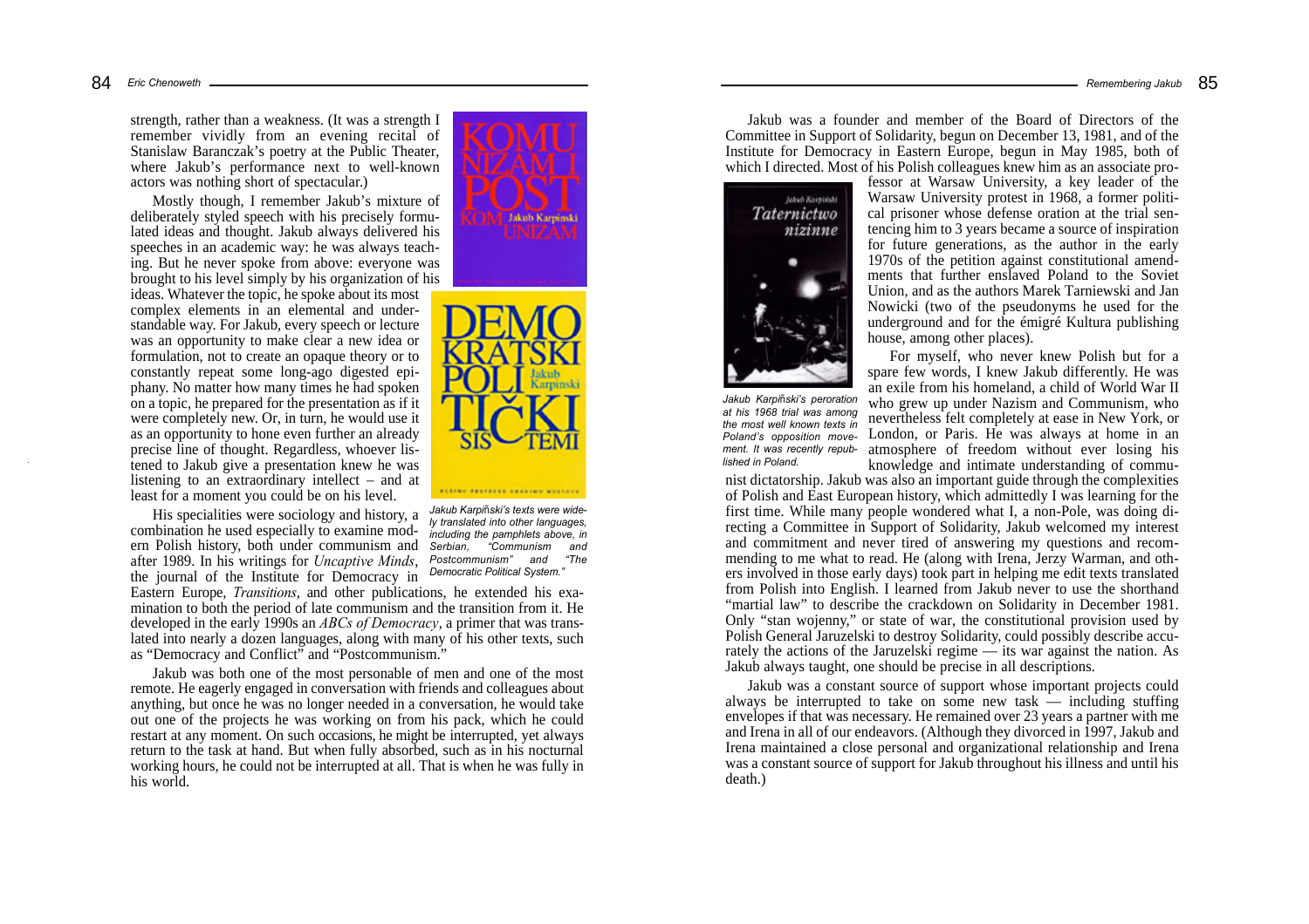strength, rather than a weakness. (It was a strength I remember vividly from an evening recital of Stanislaw Baranczak's poetry at the Public Theater, where Jakub's performance next to well-known actors was nothing short of spectacular.)

Mostly though, I remember Jakub's mixture of deliberately styled speech with his precisely formulated ideas and thought. Jakub always delivered his speeches in an academic way: he was always teaching. But he never spoke from above: everyone was brought to his level simply by his organization of his ideas. Whatever the topic, he spoke about its most complex elements in an elemental and understandable way. For Jakub, every speech or lecture was an opportunity to make clear a new idea or formulation, not to create an opaque theory or to constantly repeat some long-ago digested epiphany. No matter how many times he had spoken on a topic, he prepared for the presentation as if it were completely new. Or, in turn, he would use it as an opportunity to hone even further an already precise line of thought. Regardless, whoever listened to Jakub give a presentation knew he was listening to an extraordinary intellect – and at least for a moment you could be on his level.

*Jakub Karpiński's texts were widely translated into other languages, including the pamphlets above, in Serbian, "Communism and Postcommunism" and "The Democratic Political System."*

His specialities were sociology and history, a combination he used especially to examine modern Polish history, both under communism and after 1989. In his writings for *Uncaptive Minds*, the journal of the Institute for Democracy in Eastern Europe, *Transitions*, and other publications, he extended his examination to both the period of late communism and the transition from it. He developed in the early 1990s an *ABCs of Democracy*, a primer that was translated into nearly a dozen languages, along with many of his other texts, such as "Democracy and Conflict" and "Postcommunism."

Jakub was both one of the most personable of men and one of the most remote. He eagerly engaged in conversation with friends and colleagues about anything, but once he was no longer needed in a conversation, he would take out one of the projects he was working on from his pack, which he could restart at any moment. On such occasions, he might be interrupted, yet always return to the task at hand. But when fully absorbed, such as in his nocturnal working hours, he could not be interrupted at all. That is when he was fully in his world.

Jakub was a founder and member of the Board of Directors of the Committee in Support of Solidarity, begun on December 13, 1981, and of the Institute for Democracy in Eastern Europe, begun in May 1985, both of which I directed. Most of his Polish colleagues knew him as an associate professor at Warsaw University, a key leader of the Warsaw University protest in 1968, a former political prisoner whose defense oration at the trial sentencing him to 3 years became a source of inspiration for future generations, as the author in the early 1970s of the petition against constitutional amendments that further enslaved Poland to the Soviet Union, and as the authors Marek Tarniewski and Jan Nowicki (two of the pseudonyms he used for the underground and for the émigré Kultura publishing house, among other places).

*Jakub Karpiński's peroration at his 1968 trial was among the most well known texts in Poland's opposition movement. It was recently republished in Poland.*

For myself, who never knew Polish but for a spare few words, I knew Jakub differently. He was an exile from his homeland, a child of World War II who grew up under Nazism and Communism, who nevertheless felt completely at ease in New York, or London, or Paris. He was always at home in an atmosphere of freedom without ever losing his knowledge and intimate understanding of communist dictatorship. Jakub was also an important guide through the complexities of Polish and East European history, which admittedly I was learning for the first time. While many people wondered what I, a non-Pole, was doing directing a Committee in Support of Solidarity, Jakub welcomed my interest and commitment and never tired of answering my questions and recommending to me what to read. He (along with Irena, Jerzy Warman, and others involved in those early days) took part in helping me edit texts translated from Polish into English. I learned from Jakub never to use the shorthand "martial law" to describe the crackdown on Solidarity in December 1981. Only "stan wojenny," or state of war, the constitutional provision used by Polish General Jaruzelski to destroy Solidarity, could possibly describe accurately the actions of the Jaruzelski regime — its war against the nation. As Jakub always taught, one should be precise in all descriptions.

Jakub was a constant source of support whose important projects could always be interrupted to take on some new task — including stuffing envelopes if that was necessary. He remained over 23 years a partner with me and Irena in all of our endeavors. (Although they divorced in 1997, Jakub and Irena maintained a close personal and organizational relationship and Irena was a constant source of support for Jakub throughout his illness and until his death.)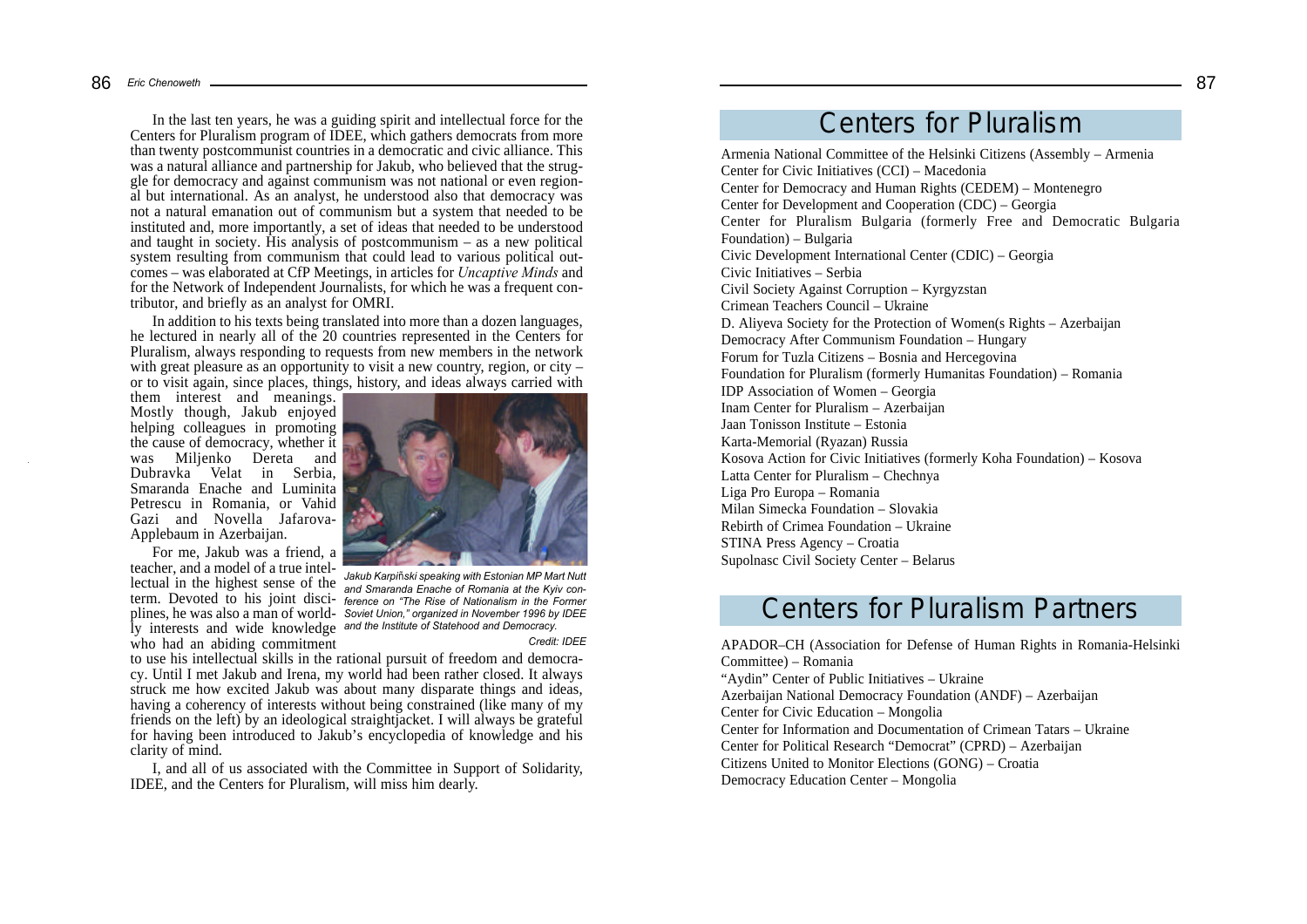In the last ten years, he was a guiding spirit and intellectual force for the Centers for Pluralism program of IDEE, which gathers democrats from more than twenty postcommunist countries in a democratic and civic alliance. This was a natural alliance and partnership for Jakub, who believed that the struggle for democracy and against communism was not national or even regional but international. As an analyst, he understood also that democracy was not a natural emanation out of communism but a system that needed to be instituted and, more importantly, a set of ideas that needed to be understood and taught in society. His analysis of postcommunism – as a new political system resulting from communism that could lead to various political outcomes – was elaborated at CfP Meetings, in articles for *Uncaptive Minds* and for the Network of Independent Journalists, for which he was a frequent contributor, and briefly as an analyst for OMRI.

In addition to his texts being translated into more than a dozen languages, he lectured in nearly all of the 20 countries represented in the Centers for Pluralism, always responding to requests from new members in the network with great pleasure as an opportunity to visit a new country, region, or city – or to visit again, since places, things, history, and ideas always carried with them interest and meanings. Mostly though, Jakub enjoyed helping colleagues in promoting the cause of democracy, whether it was Miljenko Dereta and Dubravka Velat in Serbia, Smaranda Enache and Luminita Petrescu in Romania, or Vahid Gazi and Novella Jafarova-Applebaum in Azerbaijan.

*Jakub Karpiński speaking with Estonian MP Mart Nutt and Smaranda Enache of Romania at the Kyiv conference on "The Rise of Nationalism in the Former Soviet Union," organized in November 1996 by IDEE and the Institute of Statehood and Democracy.*

*Credit: IDEE*

For me, Jakub was a friend, a teacher, and a model of a true intellectual in the highest sense of the term. Devoted to his joint disciplines, he was also a man of worldly interests and wide knowledge who had an abiding commitment to use his intellectual skills in the rational pursuit of freedom and democracy. Until I met Jakub and Irena, my world had been rather closed. It always struck me how excited Jakub was about many disparate things and ideas, having a coherency of interests without being constrained (like many of my friends on the left) by an ideological straightjacket. I will always be grateful for having been introduced to Jakub's encyclopedia of knowledge and his clarity of mind.

I, and all of us associated with the Committee in Support of Solidarity, IDEE, and the Centers for Pluralism, will miss him dearly.

## Centers for Pluralism

Armenia National Committee of the Helsinki Citizens (Assembly – Armenia
Center for Civic Initiatives (CCI) – Macedonia
Center for Democracy and Human Rights (CEDEM) – Montenegro
Center for Development and Cooperation (CDC) – Georgia
Center for Pluralism Bulgaria (formerly Free and Democratic Bulgaria Foundation) – Bulgaria
Civic Development International Center (CDIC) – Georgia
Civic Initiatives – Serbia
Civil Society Against Corruption – Kyrgyzstan
Crimean Teachers Council – Ukraine
D. Aliyeva Society for the Protection of Women(s Rights – Azerbaijan
Democracy After Communism Foundation – Hungary
Forum for Tuzla Citizens – Bosnia and Hercegovina
Foundation for Pluralism (formerly Humanitas Foundation) – Romania
IDP Association of Women – Georgia
Inam Center for Pluralism – Azerbaijan
Jaan Tonisson Institute – Estonia
Karta-Memorial (Ryazan) Russia
Kosova Action for Civic Initiatives (formerly Koha Foundation) – Kosova
Latta Center for Pluralism – Chechnya
Liga Pro Europa – Romania
Milan Simecka Foundation – Slovakia
Rebirth of Crimea Foundation – Ukraine
STINA Press Agency – Croatia
Supolnasc Civil Society Center – Belarus

## Centers for Pluralism Partners

APADOR–CH (Association for Defense of Human Rights in Romania-Helsinki Committee) – Romania
"Aydin" Center of Public Initiatives – Ukraine
Azerbaijan National Democracy Foundation (ANDF) – Azerbaijan
Center for Civic Education – Mongolia
Center for Information and Documentation of Crimean Tatars – Ukraine
Center for Political Research "Democrat" (CPRD) – Azerbaijan
Citizens United to Monitor Elections (GONG) – Croatia
Democracy Education Center – Mongolia